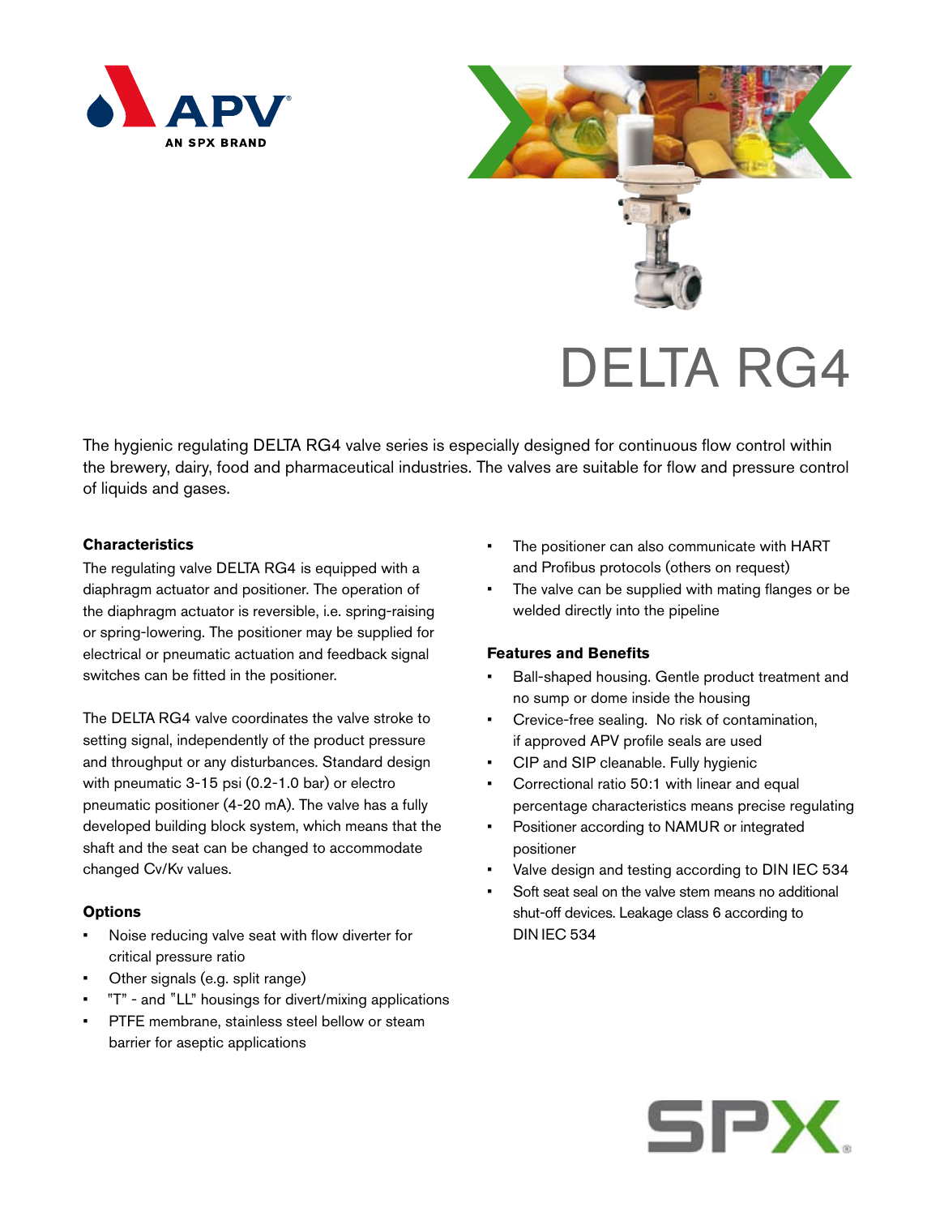# DELTA RG4

The hygienic regulating DELTA RG4 valve series is especially designed for continuous flow control within the brewery, dairy, food and pharmaceutical industries. The valves are suitable for flow and pressure control of liquids and gases.

### Characteristics

The regulating valve DELTA RG4 is equipped with a diaphragm actuator and positioner. The operation of the diaphragm actuator is reversible, i.e. spring-raising or spring-lowering. The positioner may be supplied for electrical or pneumatic actuation and feedback signal switches can be fitted in the positioner.

The DELTA RG4 valve coordinates the valve stroke to setting signal, independently of the product pressure and throughput or any disturbances. Standard design with pneumatic 3-15 psi (0.2-1.0 bar) or electro pneumatic positioner (4-20 mA). The valve has a fully developed building block system, which means that the shaft and the seat can be changed to accommodate changed Cv/Kv values.

### Options

- Noise reducing valve seat with flow diverter for critical pressure ratio
- Other signals (e.g. split range)
- "T" - and "LL" housings for divert/mixing applications
- PTFE membrane, stainless steel bellow or steam barrier for aseptic applications
- The positioner can also communicate with HART and Profibus protocols (others on request)
- The valve can be supplied with mating flanges or be welded directly into the pipeline

### Features and Benefits

- Ball-shaped housing. Gentle product treatment and no sump or dome inside the housing
- Crevice-free sealing. No risk of contamination, if approved APV profile seals are used
- CIP and SIP cleanable. Fully hygienic
- Correctional ratio 50:1 with linear and equal percentage characteristics means precise regulating
- Positioner according to NAMUR or integrated positioner
- Valve design and testing according to DIN IEC 534
- Soft seat seal on the valve stem means no additional shut-off devices. Leakage class 6 according to DIN IEC 534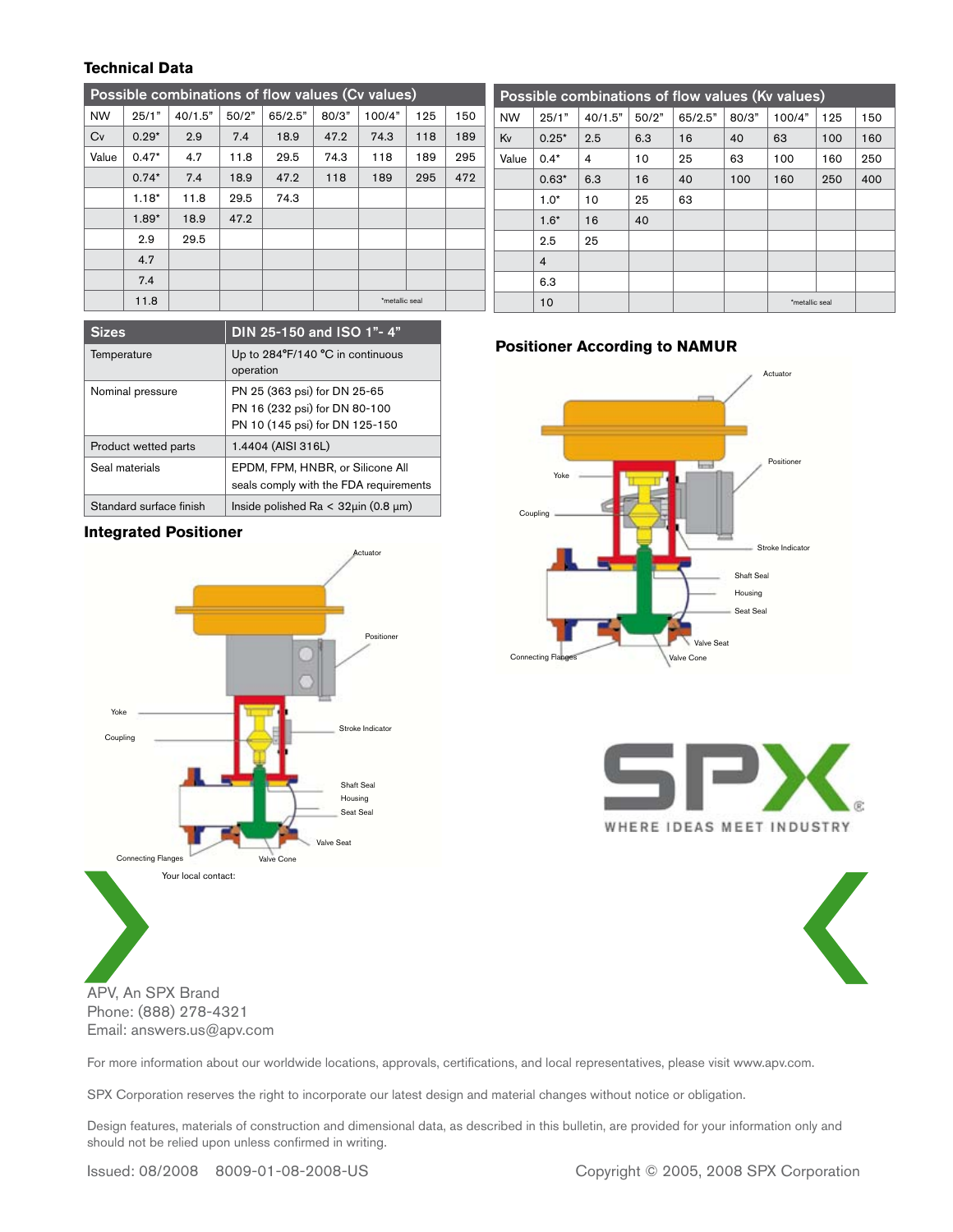## Technical Data

**Possible combinations of flow values (Cv values)**

| NW | 25/1" | 40/1.5" | 50/2" | 65/2.5" | 80/3" | 100/4" | 125 | 150 |
|---|---|---|---|---|---|---|---|---|
| Cv | 0.29* | 2.9 | 7.4 | 18.9 | 47.2 | 74.3 | 118 | 189 |
| Value | 0.47* | 4.7 | 11.8 | 29.5 | 74.3 | 118 | 189 | 295 |
| | 0.74* | 7.4 | 18.9 | 47.2 | 118 | 189 | 295 | 472 |
| | 1.18* | 11.8 | 29.5 | 74.3 | | | | |
| | 1.89* | 18.9 | 47.2 | | | | | |
| | 2.9 | 29.5 | | | | | | |
| | 4.7 | | | | | | | |
| | 7.4 | | | | | | | |
| | 11.8 | | | | | *metallic seal | | |

**Possible combinations of flow values (Kv values)**

| NW | 25/1" | 40/1.5" | 50/2" | 65/2.5" | 80/3" | 100/4" | 125 | 150 |
|---|---|---|---|---|---|---|---|---|
| Kv | 0.25* | 2.5 | 6.3 | 16 | 40 | 63 | 100 | 160 |
| Value | 0.4* | 4 | 10 | 25 | 63 | 100 | 160 | 250 |
| | 0.63* | 6.3 | 16 | 40 | 100 | 160 | 250 | 400 |
| | 1.0* | 10 | 25 | 63 | | | | |
| | 1.6* | 16 | 40 | | | | | |
| | 2.5 | 25 | | | | | | |
| | 4 | | | | | | | |
| | 6.3 | | | | | | | |
| | 10 | | | | | *metallic seal | | |

| Sizes | DIN 25-150 and ISO 1"- 4" |
|---|---|
| Temperature | Up to 284°F/140 °C in continuous operation |
| Nominal pressure | PN 25 (363 psi) for DN 25-65<br>PN 16 (232 psi) for DN 80-100<br>PN 10 (145 psi) for DN 125-150 |
| Product wetted parts | 1.4404 (AISI 316L) |
| Seal materials | EPDM, FPM, HNBR, or Silicone All seals comply with the FDA requirements |
| Standard surface finish | Inside polished Ra < 32µin (0.8 µm) |

## Integrated Positioner

Actuator
Positioner
Yoke
Coupling
Stroke Indicator
Shaft Seal
Housing
Seat Seal
Valve Seat
Connecting Flanges
Valve Cone

## Positioner According to NAMUR

Actuator
Positioner
Yoke
Coupling
Stroke Indicator
Shaft Seal
Housing
Seat Seal
Valve Seat
Connecting Flanges
Valve Cone

SPX
WHERE IDEAS MEET INDUSTRY

Your local contact:

APV, An SPX Brand
Phone: (888) 278-4321
Email: answers.us@apv.com

For more information about our worldwide locations, approvals, certifications, and local representatives, please visit www.apv.com.

SPX Corporation reserves the right to incorporate our latest design and material changes without notice or obligation.

Design features, materials of construction and dimensional data, as described in this bulletin, are provided for your information only and should not be relied upon unless confirmed in writing.

Issued: 08/2008 8009-01-08-2008-US

Copyright © 2005, 2008 SPX Corporation